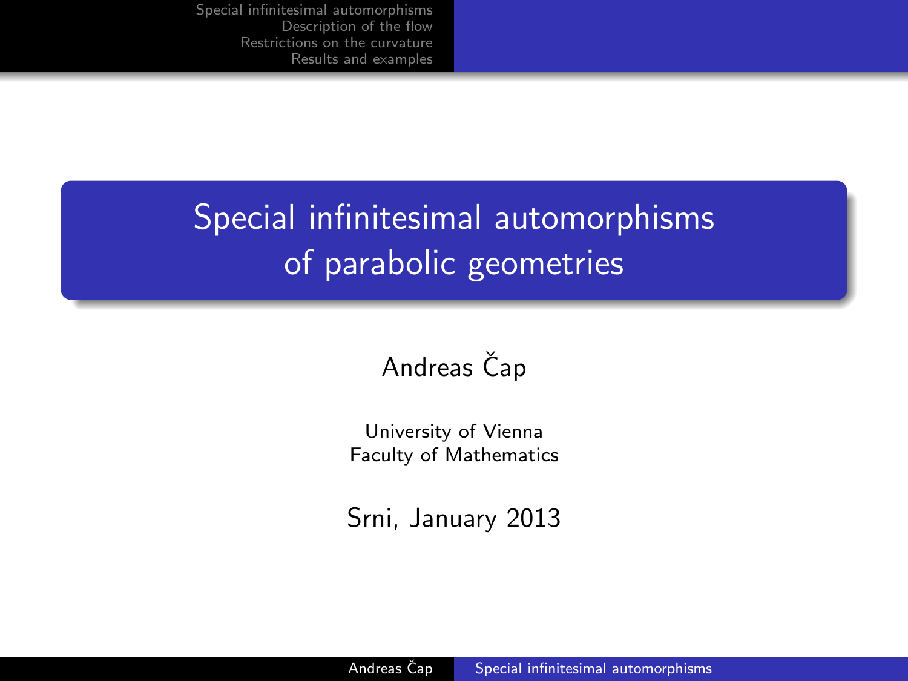# Special infinitesimal automorphisms of parabolic geometries

Andreas Čap

University of Vienna
Faculty of Mathematics

Srni, January 2013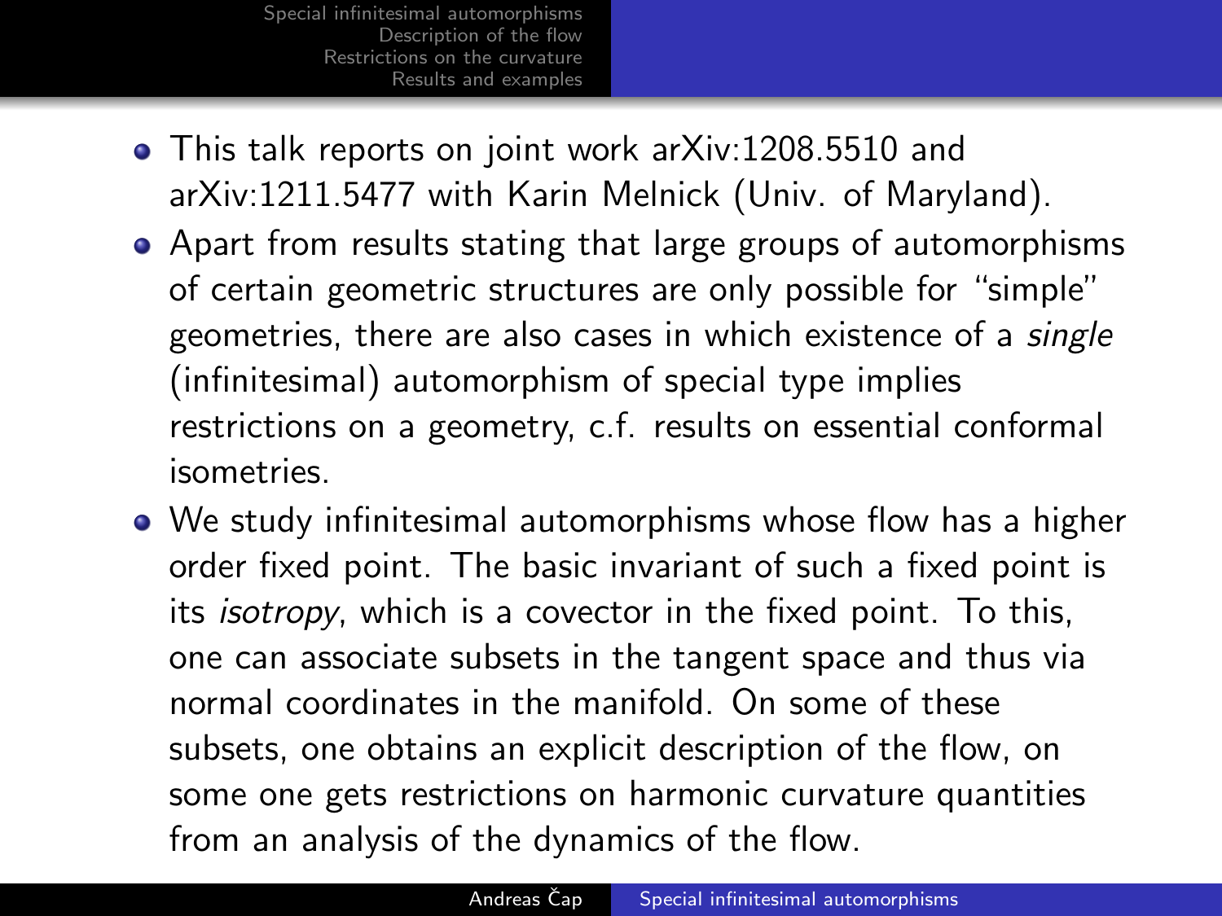- This talk reports on joint work arXiv:1208.5510 and arXiv:1211.5477 with Karin Melnick (Univ. of Maryland).
- Apart from results stating that large groups of automorphisms of certain geometric structures are only possible for "simple" geometries, there are also cases in which existence of a *single* (infinitesimal) automorphism of special type implies restrictions on a geometry, c.f. results on essential conformal isometries.
- We study infinitesimal automorphisms whose flow has a higher order fixed point. The basic invariant of such a fixed point is its *isotropy*, which is a covector in the fixed point. To this, one can associate subsets in the tangent space and thus via normal coordinates in the manifold. On some of these subsets, one obtains an explicit description of the flow, on some one gets restrictions on harmonic curvature quantities from an analysis of the dynamics of the flow.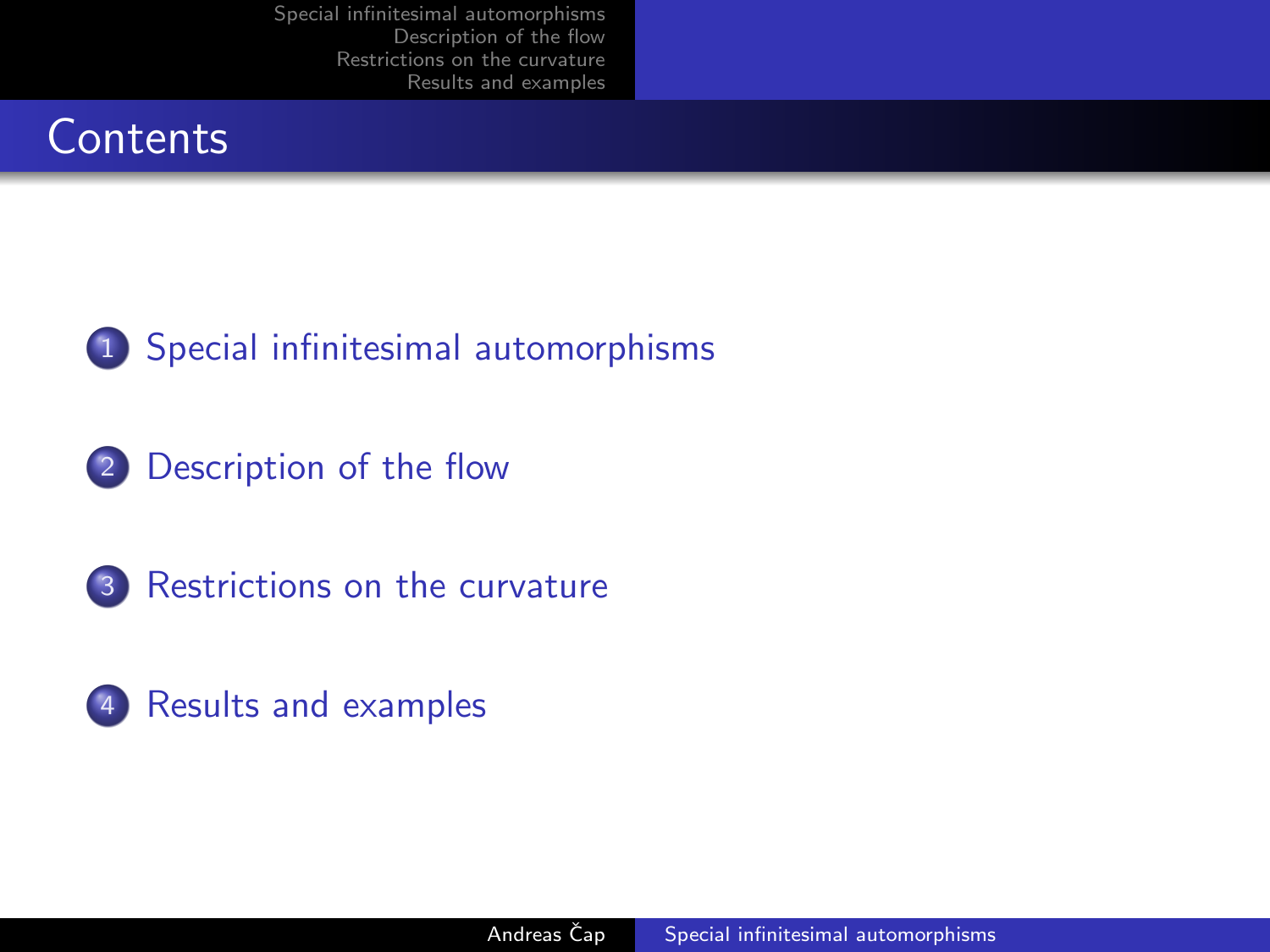# Contents

1. Special infinitesimal automorphisms
2. Description of the flow
3. Restrictions on the curvature
4. Results and examples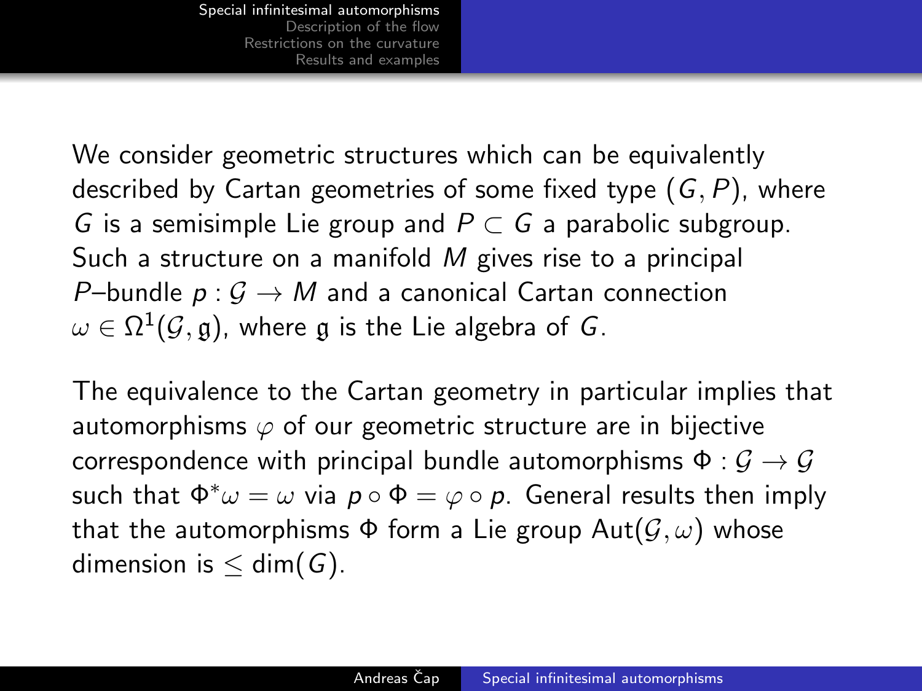We consider geometric structures which can be equivalently described by Cartan geometries of some fixed type $(G, P)$, where $G$ is a semisimple Lie group and $P \subset G$ a parabolic subgroup. Such a structure on a manifold $M$ gives rise to a principal $P$–bundle $p : \mathcal{G} \to M$ and a canonical Cartan connection $\omega \in \Omega^1(\mathcal{G}, \mathfrak{g})$, where $\mathfrak{g}$ is the Lie algebra of $G$.

The equivalence to the Cartan geometry in particular implies that automorphisms $\varphi$ of our geometric structure are in bijective correspondence with principal bundle automorphisms $\Phi : \mathcal{G} \to \mathcal{G}$ such that $\Phi^*\omega = \omega$ via $p \circ \Phi = \varphi \circ p$. General results then imply that the automorphisms $\Phi$ form a Lie group $\mathrm{Aut}(\mathcal{G}, \omega)$ whose dimension is $\leq \dim(G)$.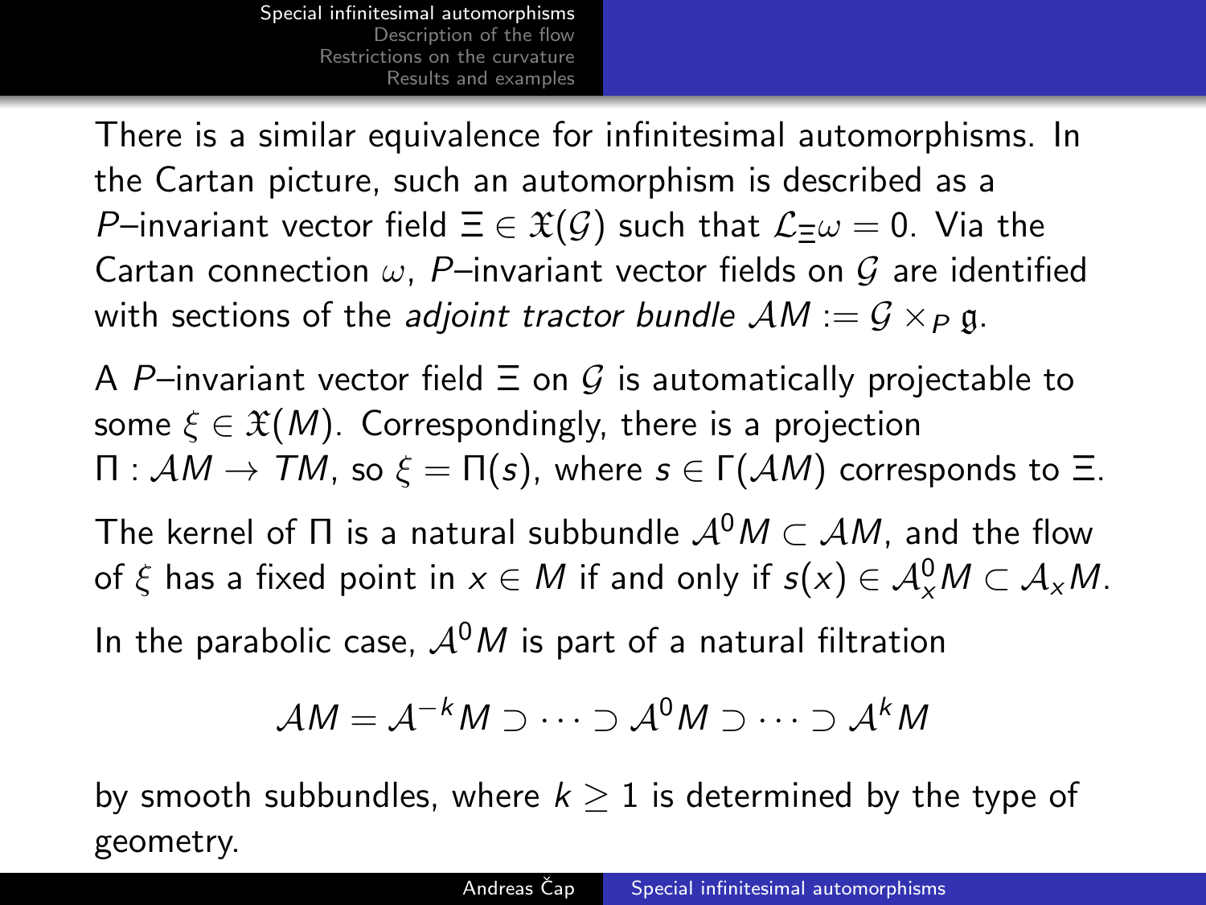There is a similar equivalence for infinitesimal automorphisms. In the Cartan picture, such an automorphism is described as a $P$–invariant vector field $\Xi \in \mathfrak{X}(\mathcal{G})$ such that $\mathcal{L}_\Xi \omega = 0$. Via the Cartan connection $\omega$, $P$–invariant vector fields on $\mathcal{G}$ are identified with sections of the *adjoint tractor bundle* $\mathcal{A}M := \mathcal{G} \times_P \mathfrak{g}$.

A $P$–invariant vector field $\Xi$ on $\mathcal{G}$ is automatically projectable to some $\xi \in \mathfrak{X}(M)$. Correspondingly, there is a projection $\Pi : \mathcal{A}M \to TM$, so $\xi = \Pi(s)$, where $s \in \Gamma(\mathcal{A}M)$ corresponds to $\Xi$.

The kernel of $\Pi$ is a natural subbundle $\mathcal{A}^0 M \subset \mathcal{A}M$, and the flow of $\xi$ has a fixed point in $x \in M$ if and only if $s(x) \in \mathcal{A}^0_x M \subset \mathcal{A}_x M$.

In the parabolic case, $\mathcal{A}^0 M$ is part of a natural filtration

$$\mathcal{A}M = \mathcal{A}^{-k} M \supset \cdots \supset \mathcal{A}^0 M \supset \cdots \supset \mathcal{A}^k M$$

by smooth subbundles, where $k \geq 1$ is determined by the type of geometry.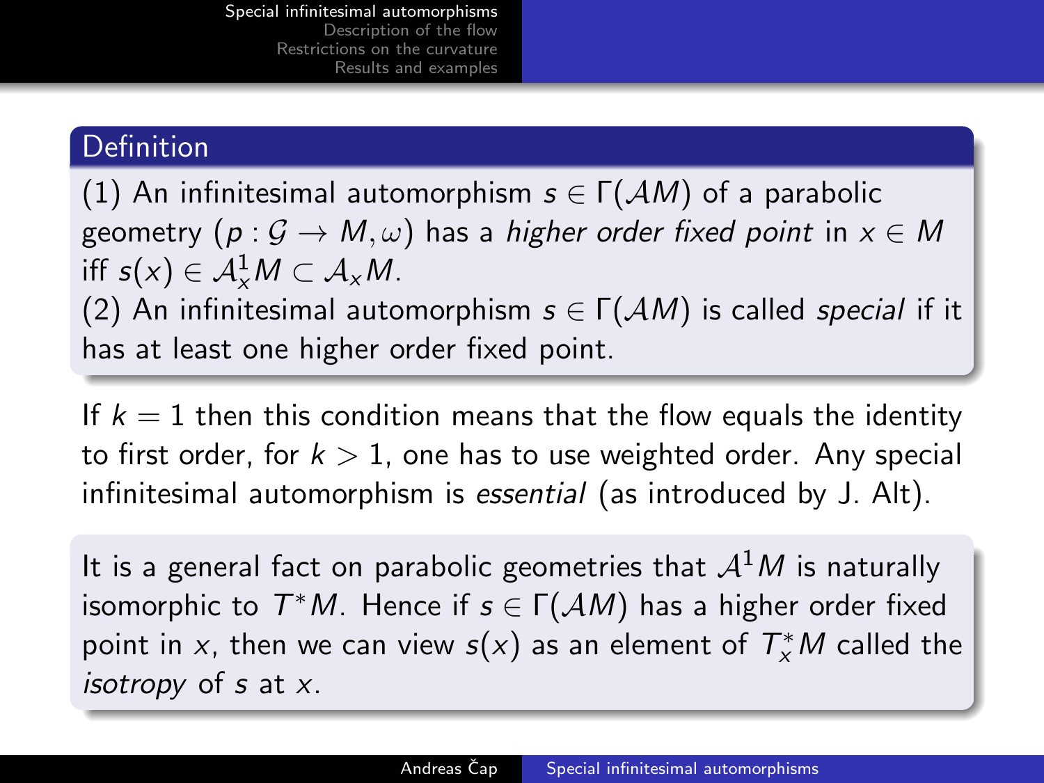#### Definition

(1) An infinitesimal automorphism $s \in \Gamma(\mathcal{A}M)$ of a parabolic geometry $(p : \mathcal{G} \to M, \omega)$ has a *higher order fixed point* in $x \in M$ iff $s(x) \in \mathcal{A}^1_x M \subset \mathcal{A}_x M$.

(2) An infinitesimal automorphism $s \in \Gamma(\mathcal{A}M)$ is called *special* if it has at least one higher order fixed point.

If $k = 1$ then this condition means that the flow equals the identity to first order, for $k > 1$, one has to use weighted order. Any special infinitesimal automorphism is *essential* (as introduced by J. Alt).

It is a general fact on parabolic geometries that $\mathcal{A}^1 M$ is naturally isomorphic to $T^*M$. Hence if $s \in \Gamma(\mathcal{A}M)$ has a higher order fixed point in $x$, then we can view $s(x)$ as an element of $T^*_x M$ called the *isotropy* of $s$ at $x$.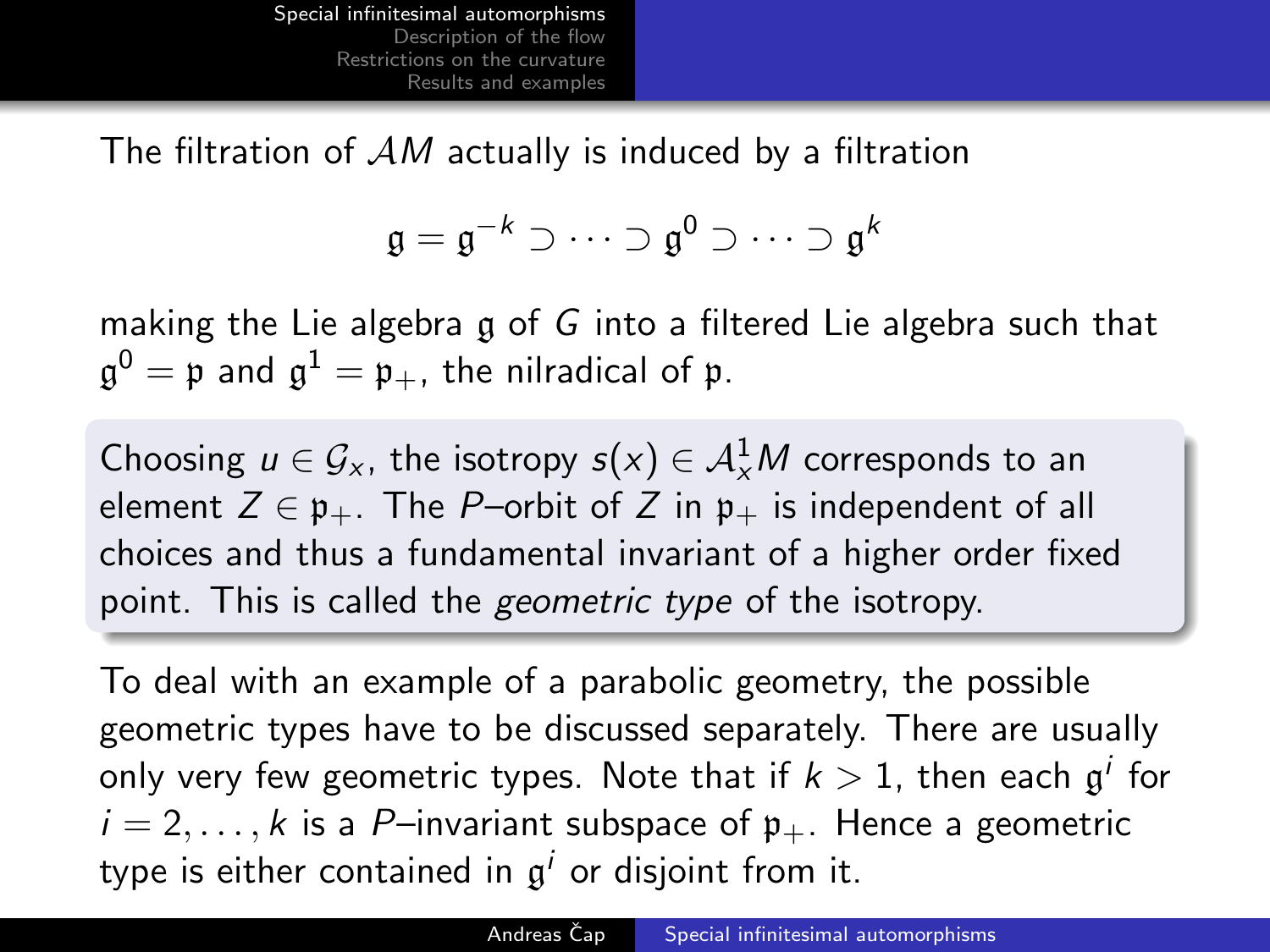The filtration of $\mathcal{A}M$ actually is induced by a filtration

$$\mathfrak{g} = \mathfrak{g}^{-k} \supset \cdots \supset \mathfrak{g}^0 \supset \cdots \supset \mathfrak{g}^k$$

making the Lie algebra $\mathfrak{g}$ of $G$ into a filtered Lie algebra such that $\mathfrak{g}^0 = \mathfrak{p}$ and $\mathfrak{g}^1 = \mathfrak{p}_+$, the nilradical of $\mathfrak{p}$.

Choosing $u \in \mathcal{G}_x$, the isotropy $s(x) \in \mathcal{A}^1_x M$ corresponds to an element $Z \in \mathfrak{p}_+$. The $P$–orbit of $Z$ in $\mathfrak{p}_+$ is independent of all choices and thus a fundamental invariant of a higher order fixed point. This is called the *geometric type* of the isotropy.

To deal with an example of a parabolic geometry, the possible geometric types have to be discussed separately. There are usually only very few geometric types. Note that if $k > 1$, then each $\mathfrak{g}^i$ for $i = 2, \dots, k$ is a $P$–invariant subspace of $\mathfrak{p}_+$. Hence a geometric type is either contained in $\mathfrak{g}^i$ or disjoint from it.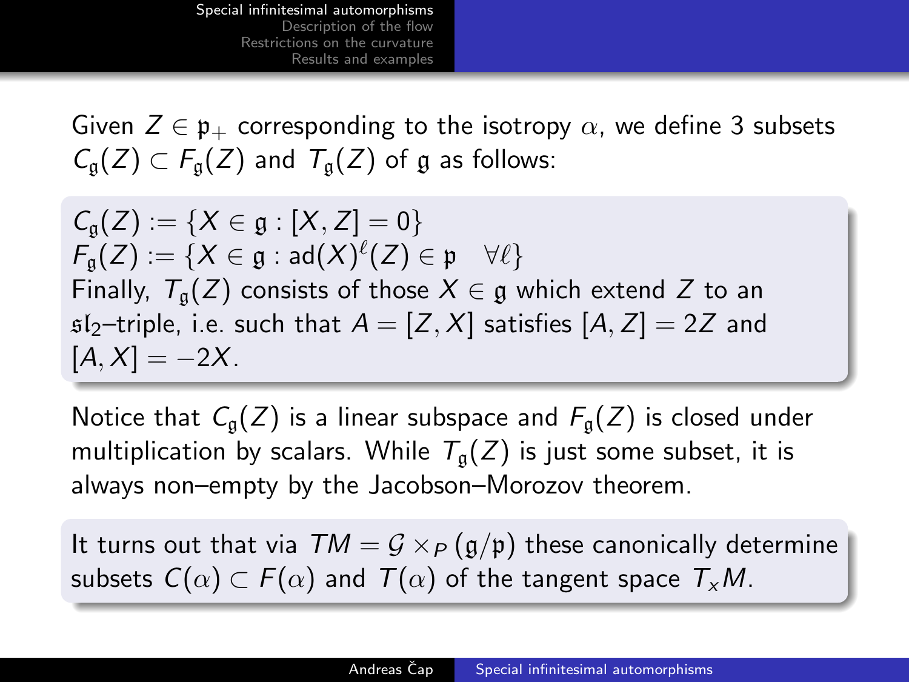Given $Z \in \mathfrak{p}_+$ corresponding to the isotropy $\alpha$, we define 3 subsets $C_{\mathfrak{g}}(Z) \subset F_{\mathfrak{g}}(Z)$ and $T_{\mathfrak{g}}(Z)$ of $\mathfrak{g}$ as follows:

$C_{\mathfrak{g}}(Z) := \{X \in \mathfrak{g} : [X, Z] = 0\}$
$F_{\mathfrak{g}}(Z) := \{X \in \mathfrak{g} : \mathrm{ad}(X)^\ell(Z) \in \mathfrak{p} \quad \forall \ell\}$
Finally, $T_{\mathfrak{g}}(Z)$ consists of those $X \in \mathfrak{g}$ which extend $Z$ to an $\mathfrak{sl}_2$–triple, i.e. such that $A = [Z, X]$ satisfies $[A, Z] = 2Z$ and $[A, X] = -2X$.

Notice that $C_{\mathfrak{g}}(Z)$ is a linear subspace and $F_{\mathfrak{g}}(Z)$ is closed under multiplication by scalars. While $T_{\mathfrak{g}}(Z)$ is just some subset, it is always non–empty by the Jacobson–Morozov theorem.

It turns out that via $TM = \mathcal{G} \times_P (\mathfrak{g}/\mathfrak{p})$ these canonically determine subsets $C(\alpha) \subset F(\alpha)$ and $T(\alpha)$ of the tangent space $T_x M$.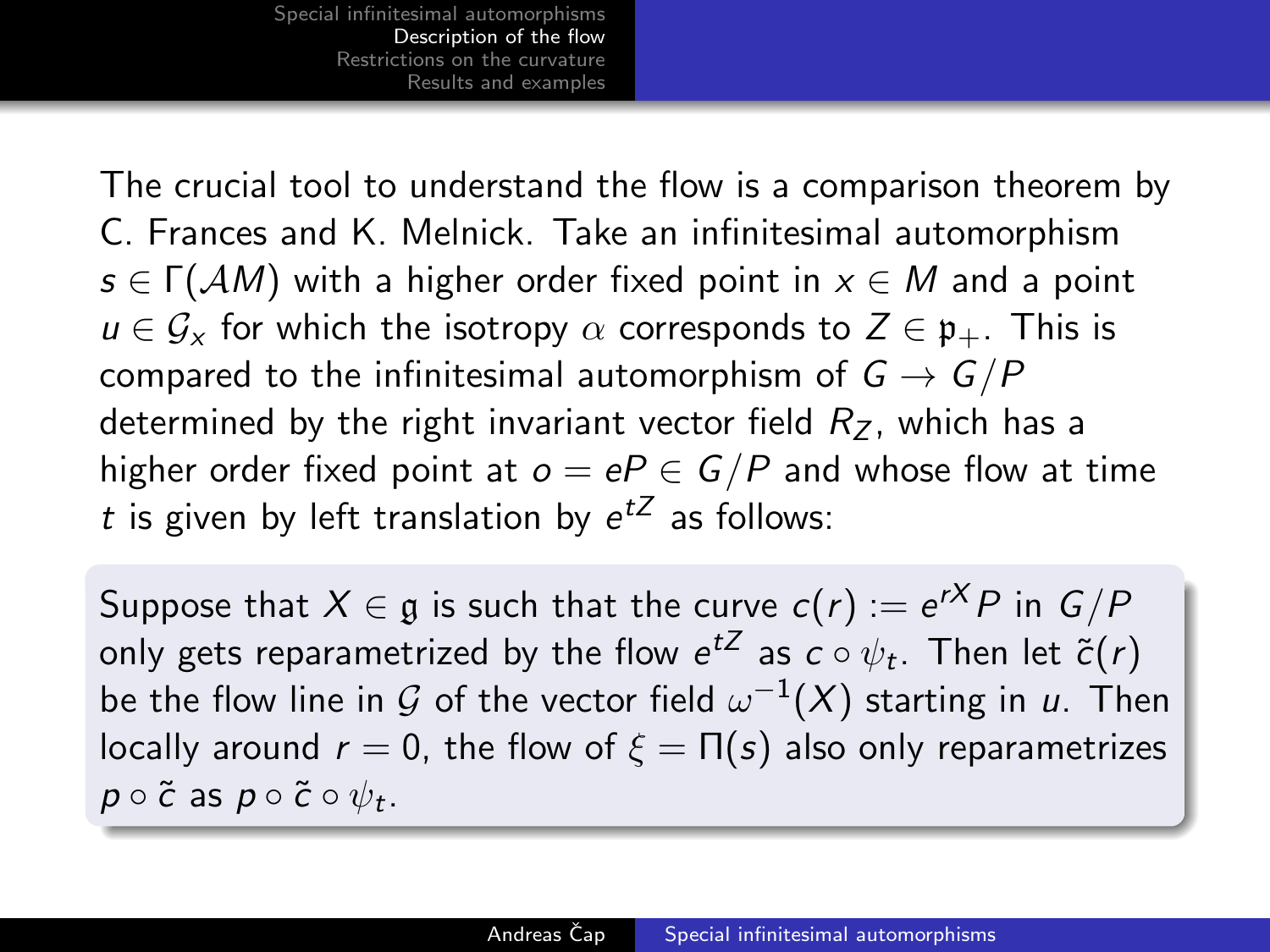The crucial tool to understand the flow is a comparison theorem by C. Frances and K. Melnick. Take an infinitesimal automorphism $s \in \Gamma(\mathcal{A}M)$ with a higher order fixed point in $x \in M$ and a point $u \in \mathcal{G}_x$ for which the isotropy $\alpha$ corresponds to $Z \in \mathfrak{p}_+$. This is compared to the infinitesimal automorphism of $G \to G/P$ determined by the right invariant vector field $R_Z$, which has a higher order fixed point at $o = eP \in G/P$ and whose flow at time $t$ is given by left translation by $e^{tZ}$ as follows:

Suppose that $X \in \mathfrak{g}$ is such that the curve $c(r) := e^{rX}P$ in $G/P$ only gets reparametrized by the flow $e^{tZ}$ as $c \circ \psi_t$. Then let $\tilde{c}(r)$ be the flow line in $\mathcal{G}$ of the vector field $\omega^{-1}(X)$ starting in $u$. Then locally around $r = 0$, the flow of $\xi = \Pi(s)$ also only reparametrizes $p \circ \tilde{c}$ as $p \circ \tilde{c} \circ \psi_t$.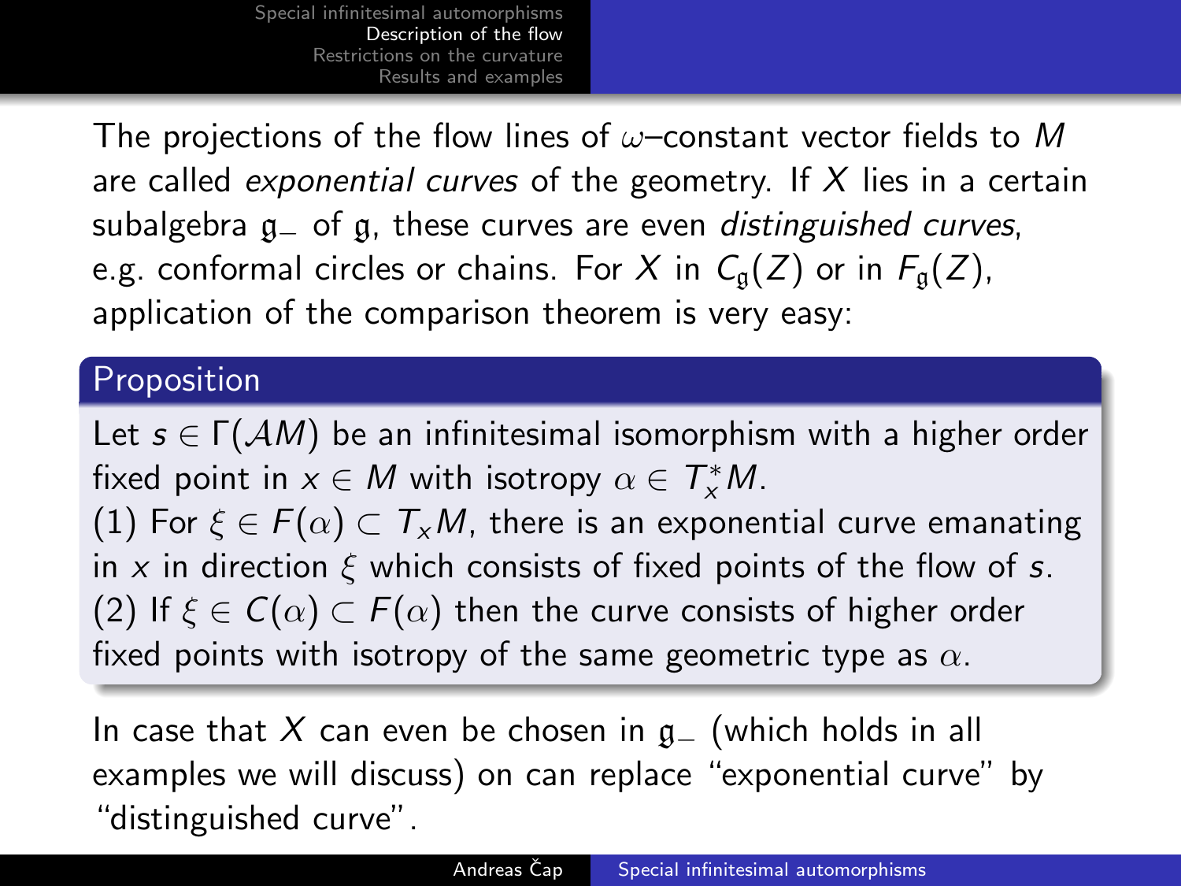The projections of the flow lines of $\omega$–constant vector fields to $M$ are called *exponential curves* of the geometry. If $X$ lies in a certain subalgebra $\mathfrak{g}_-$ of $\mathfrak{g}$, these curves are even *distinguished curves*, e.g. conformal circles or chains. For $X$ in $C_{\mathfrak{g}}(Z)$ or in $F_{\mathfrak{g}}(Z)$, application of the comparison theorem is very easy:

**Proposition**

Let $s \in \Gamma(\mathcal{A}M)$ be an infinitesimal isomorphism with a higher order fixed point in $x \in M$ with isotropy $\alpha \in T_x^*M$.

(1) For $\xi \in F(\alpha) \subset T_xM$, there is an exponential curve emanating in $x$ in direction $\xi$ which consists of fixed points of the flow of $s$.

(2) If $\xi \in C(\alpha) \subset F(\alpha)$ then the curve consists of higher order fixed points with isotropy of the same geometric type as $\alpha$.

In case that $X$ can even be chosen in $\mathfrak{g}_-$ (which holds in all examples we will discuss) on can replace "exponential curve" by "distinguished curve".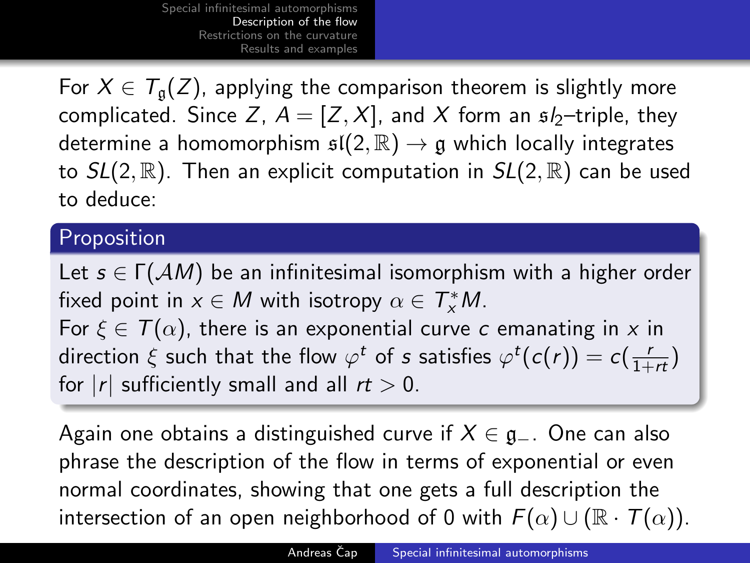For $X \in T_{\mathfrak{g}}(Z)$, applying the comparison theorem is slightly more complicated. Since $Z$, $A = [Z, X]$, and $X$ form an $\mathfrak{s}l_2$–triple, they determine a homomorphism $\mathfrak{sl}(2, \mathbb{R}) \to \mathfrak{g}$ which locally integrates to $SL(2, \mathbb{R})$. Then an explicit computation in $SL(2, \mathbb{R})$ can be used to deduce:

**Proposition**

Let $s \in \Gamma(\mathcal{A}M)$ be an infinitesimal isomorphism with a higher order fixed point in $x \in M$ with isotropy $\alpha \in T^*_x M$.
For $\xi \in T(\alpha)$, there is an exponential curve $c$ emanating in $x$ in direction $\xi$ such that the flow $\varphi^t$ of $s$ satisfies $\varphi^t(c(r)) = c(\frac{r}{1+rt})$ for $|r|$ sufficiently small and all $rt > 0$.

Again one obtains a distinguished curve if $X \in \mathfrak{g}_-$. One can also phrase the description of the flow in terms of exponential or even normal coordinates, showing that one gets a full description the intersection of an open neighborhood of 0 with $F(\alpha) \cup (\mathbb{R} \cdot T(\alpha))$.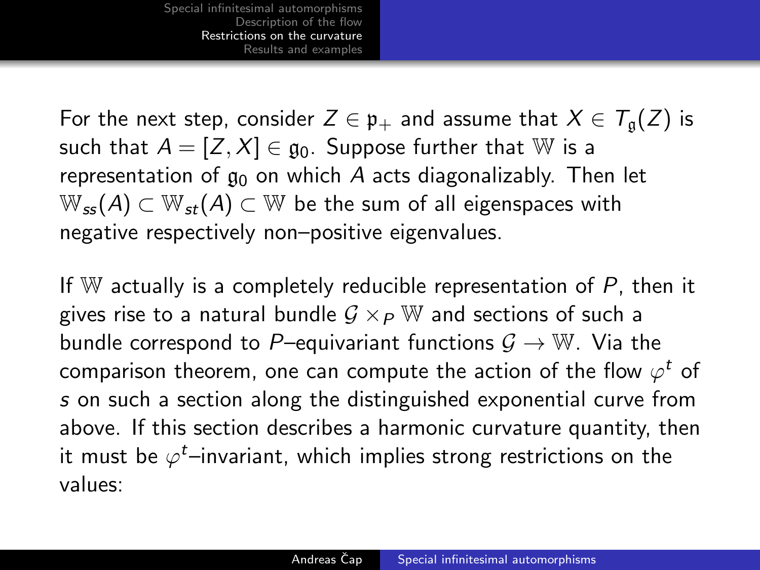For the next step, consider $Z \in \mathfrak{p}_+$ and assume that $X \in T_{\mathfrak{g}}(Z)$ is such that $A = [Z, X] \in \mathfrak{g}_0$. Suppose further that $\mathbb{W}$ is a representation of $\mathfrak{g}_0$ on which $A$ acts diagonalizably. Then let $\mathbb{W}_{ss}(A) \subset \mathbb{W}_{st}(A) \subset \mathbb{W}$ be the sum of all eigenspaces with negative respectively non–positive eigenvalues.

If $\mathbb{W}$ actually is a completely reducible representation of $P$, then it gives rise to a natural bundle $\mathcal{G} \times_P \mathbb{W}$ and sections of such a bundle correspond to $P$–equivariant functions $\mathcal{G} \to \mathbb{W}$. Via the comparison theorem, one can compute the action of the flow $\varphi^t$ of $s$ on such a section along the distinguished exponential curve from above. If this section describes a harmonic curvature quantity, then it must be $\varphi^t$–invariant, which implies strong restrictions on the values: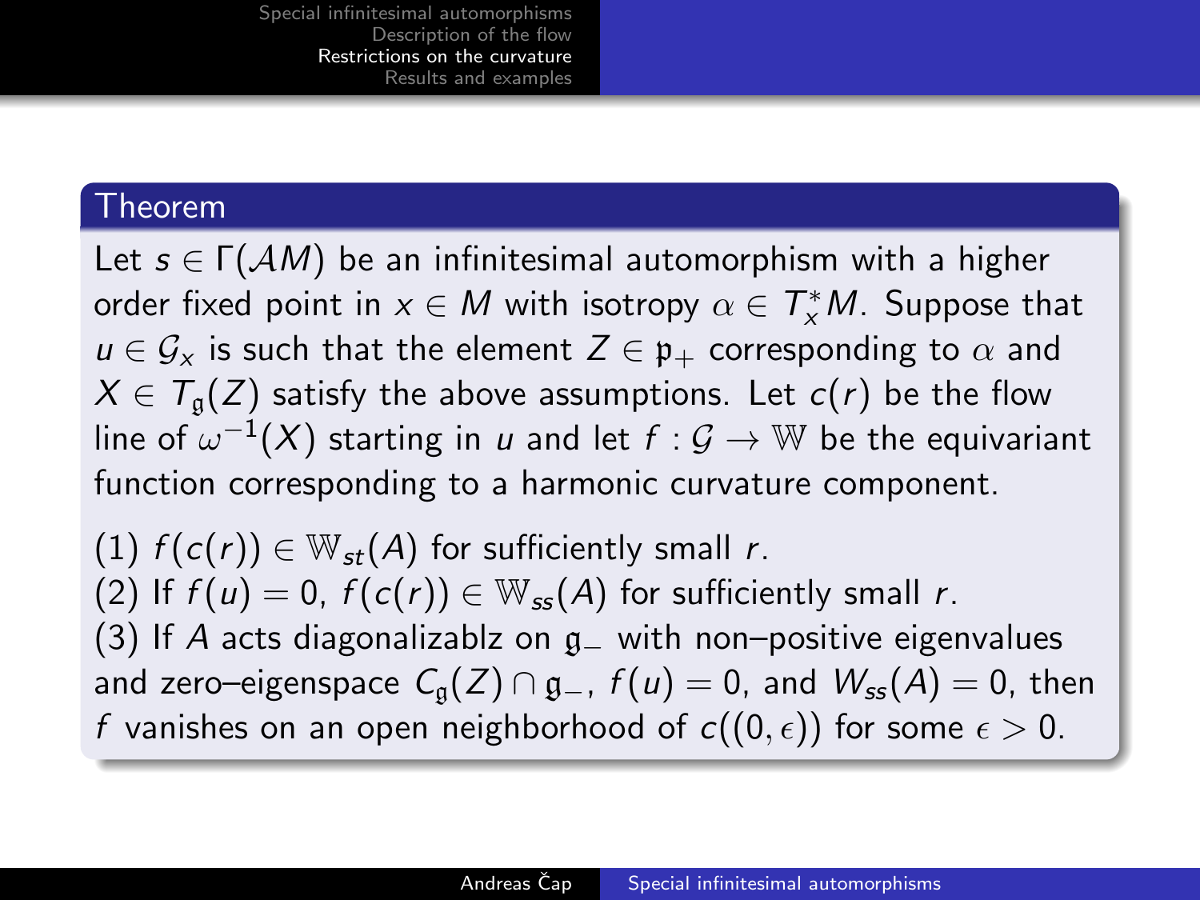**Theorem**

Let $s \in \Gamma(\mathcal{A}M)$ be an infinitesimal automorphism with a higher order fixed point in $x \in M$ with isotropy $\alpha \in T^*_x M$. Suppose that $u \in \mathcal{G}_x$ is such that the element $Z \in \mathfrak{p}_+$ corresponding to $\alpha$ and $X \in T_{\mathfrak{g}}(Z)$ satisfy the above assumptions. Let $c(r)$ be the flow line of $\omega^{-1}(X)$ starting in $u$ and let $f : \mathcal{G} \to \mathbb{W}$ be the equivariant function corresponding to a harmonic curvature component.

(1) $f(c(r)) \in \mathbb{W}_{st}(A)$ for sufficiently small $r$.
(2) If $f(u) = 0$, $f(c(r)) \in \mathbb{W}_{ss}(A)$ for sufficiently small $r$.
(3) If $A$ acts diagonalizablz on $\mathfrak{g}_-$ with non–positive eigenvalues and zero–eigenspace $C_{\mathfrak{g}}(Z) \cap \mathfrak{g}_-$, $f(u) = 0$, and $W_{ss}(A) = 0$, then $f$ vanishes on an open neighborhood of $c((0, \epsilon))$ for some $\epsilon > 0$.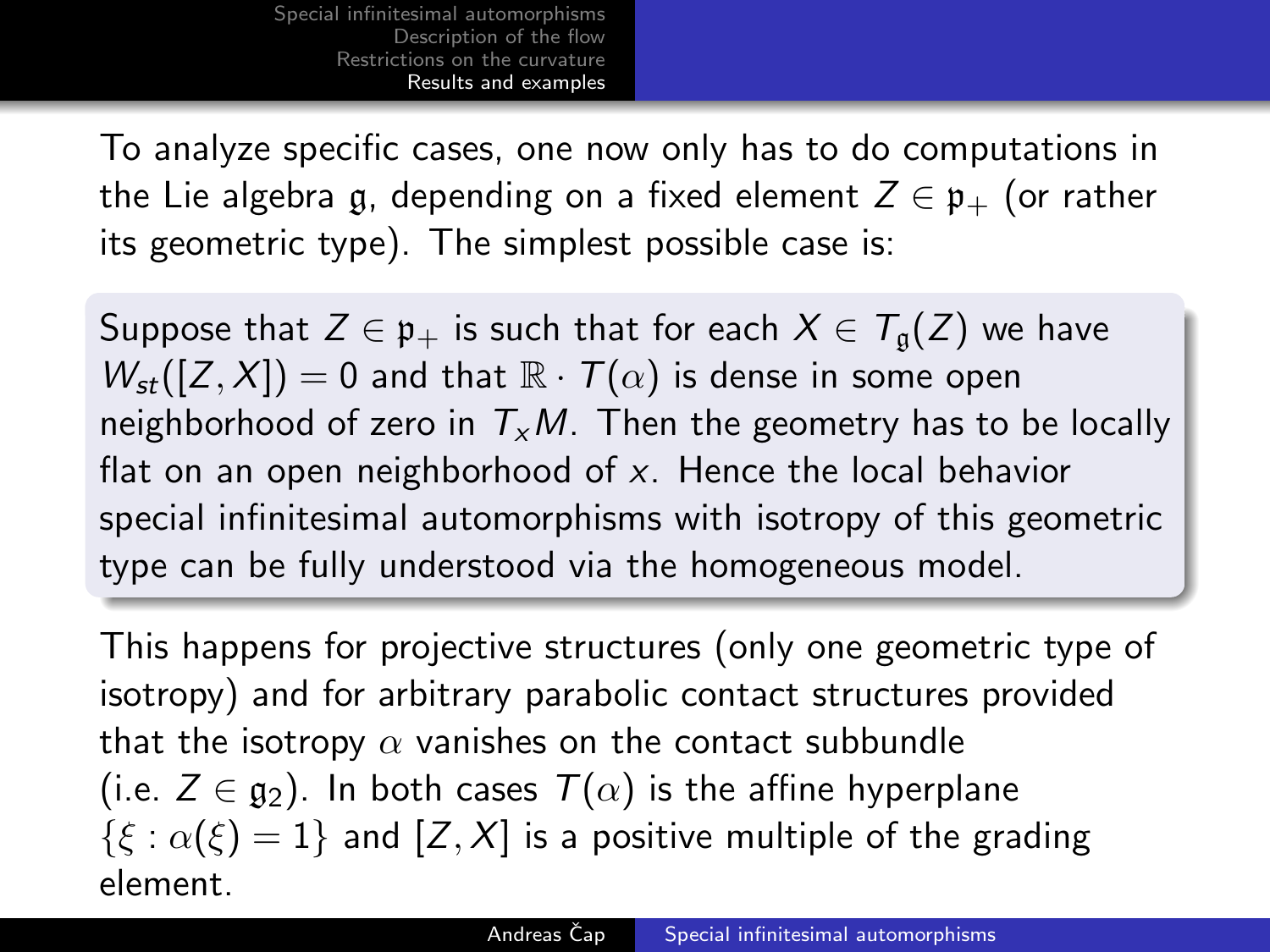To analyze specific cases, one now only has to do computations in the Lie algebra $\mathfrak{g}$, depending on a fixed element $Z \in \mathfrak{p}_+$ (or rather its geometric type). The simplest possible case is:

> Suppose that $Z \in \mathfrak{p}_+$ is such that for each $X \in T_{\mathfrak{g}}(Z)$ we have $W_{st}([Z, X]) = 0$ and that $\mathbb{R} \cdot T(\alpha)$ is dense in some open neighborhood of zero in $T_x M$. Then the geometry has to be locally flat on an open neighborhood of $x$. Hence the local behavior special infinitesimal automorphisms with isotropy of this geometric type can be fully understood via the homogeneous model.

This happens for projective structures (only one geometric type of isotropy) and for arbitrary parabolic contact structures provided that the isotropy $\alpha$ vanishes on the contact subbundle (i.e. $Z \in \mathfrak{g}_2$). In both cases $T(\alpha)$ is the affine hyperplane $\{\xi : \alpha(\xi) = 1\}$ and $[Z, X]$ is a positive multiple of the grading element.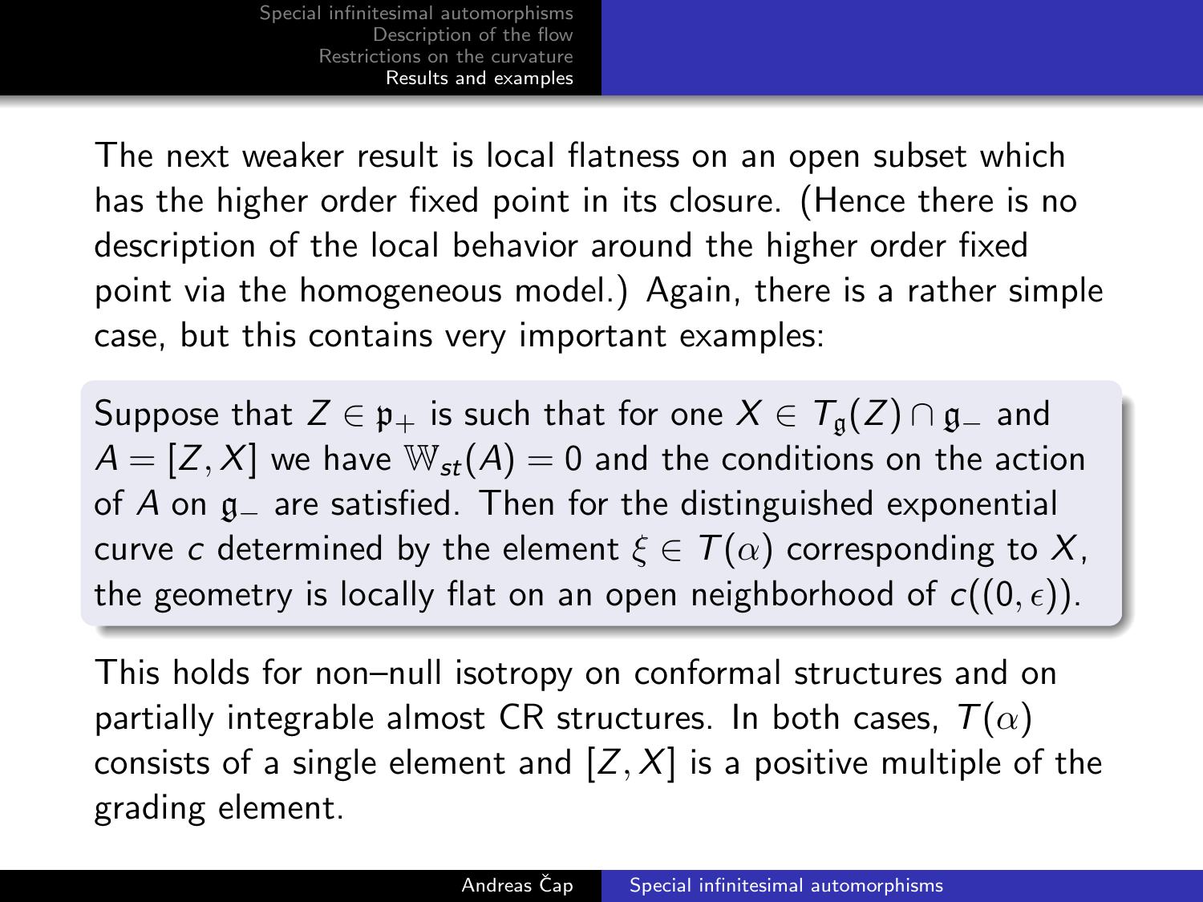The next weaker result is local flatness on an open subset which has the higher order fixed point in its closure. (Hence there is no description of the local behavior around the higher order fixed point via the homogeneous model.) Again, there is a rather simple case, but this contains very important examples:

> Suppose that $Z \in \mathfrak{p}_+$ is such that for one $X \in T_{\mathfrak{g}}(Z) \cap \mathfrak{g}_-$ and $A = [Z, X]$ we have $\mathbb{W}_{st}(A) = 0$ and the conditions on the action of $A$ on $\mathfrak{g}_-$ are satisfied. Then for the distinguished exponential curve $c$ determined by the element $\xi \in T(\alpha)$ corresponding to $X$, the geometry is locally flat on an open neighborhood of $c((0, \epsilon))$.

This holds for non–null isotropy on conformal structures and on partially integrable almost CR structures. In both cases, $T(\alpha)$ consists of a single element and $[Z, X]$ is a positive multiple of the grading element.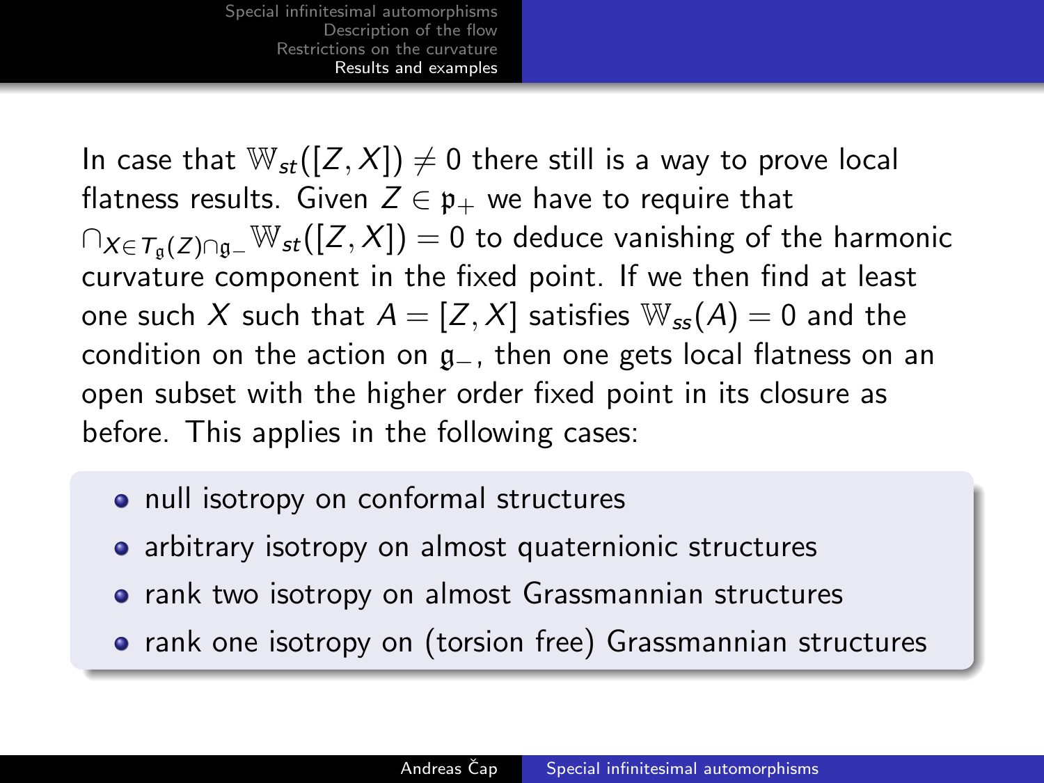In case that $\mathbb{W}_{st}([Z,X]) \neq 0$ there still is a way to prove local flatness results. Given $Z \in \mathfrak{p}_+$ we have to require that $\cap_{X \in T_{\mathfrak{g}}(Z) \cap \mathfrak{g}_-} \mathbb{W}_{st}([Z,X]) = 0$ to deduce vanishing of the harmonic curvature component in the fixed point. If we then find at least one such $X$ such that $A = [Z,X]$ satisfies $\mathbb{W}_{ss}(A) = 0$ and the condition on the action on $\mathfrak{g}_-$, then one gets local flatness on an open subset with the higher order fixed point in its closure as before. This applies in the following cases:

- null isotropy on conformal structures
- arbitrary isotropy on almost quaternionic structures
- rank two isotropy on almost Grassmannian structures
- rank one isotropy on (torsion free) Grassmannian structures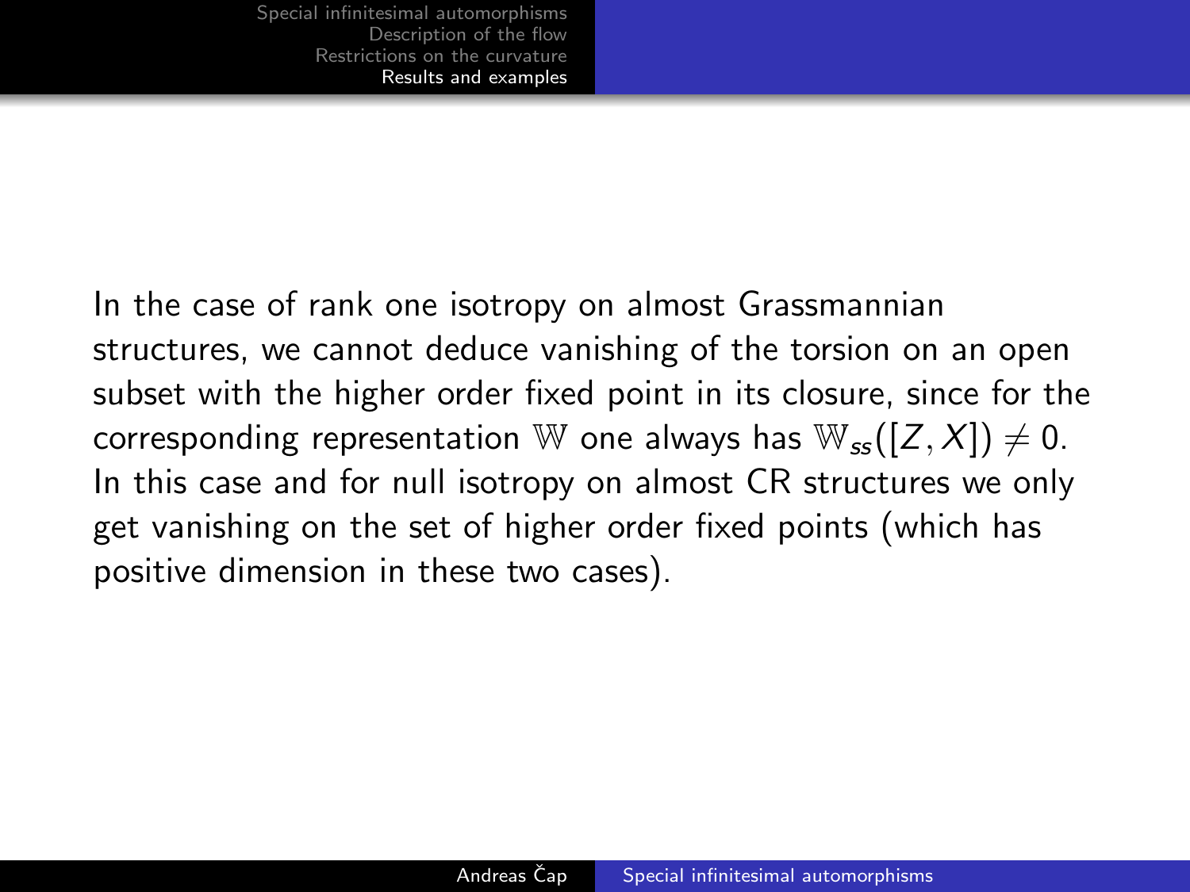In the case of rank one isotropy on almost Grassmannian structures, we cannot deduce vanishing of the torsion on an open subset with the higher order fixed point in its closure, since for the corresponding representation $\mathbb{W}$ one always has $\mathbb{W}_{ss}([Z, X]) \neq 0$. In this case and for null isotropy on almost CR structures we only get vanishing on the set of higher order fixed points (which has positive dimension in these two cases).